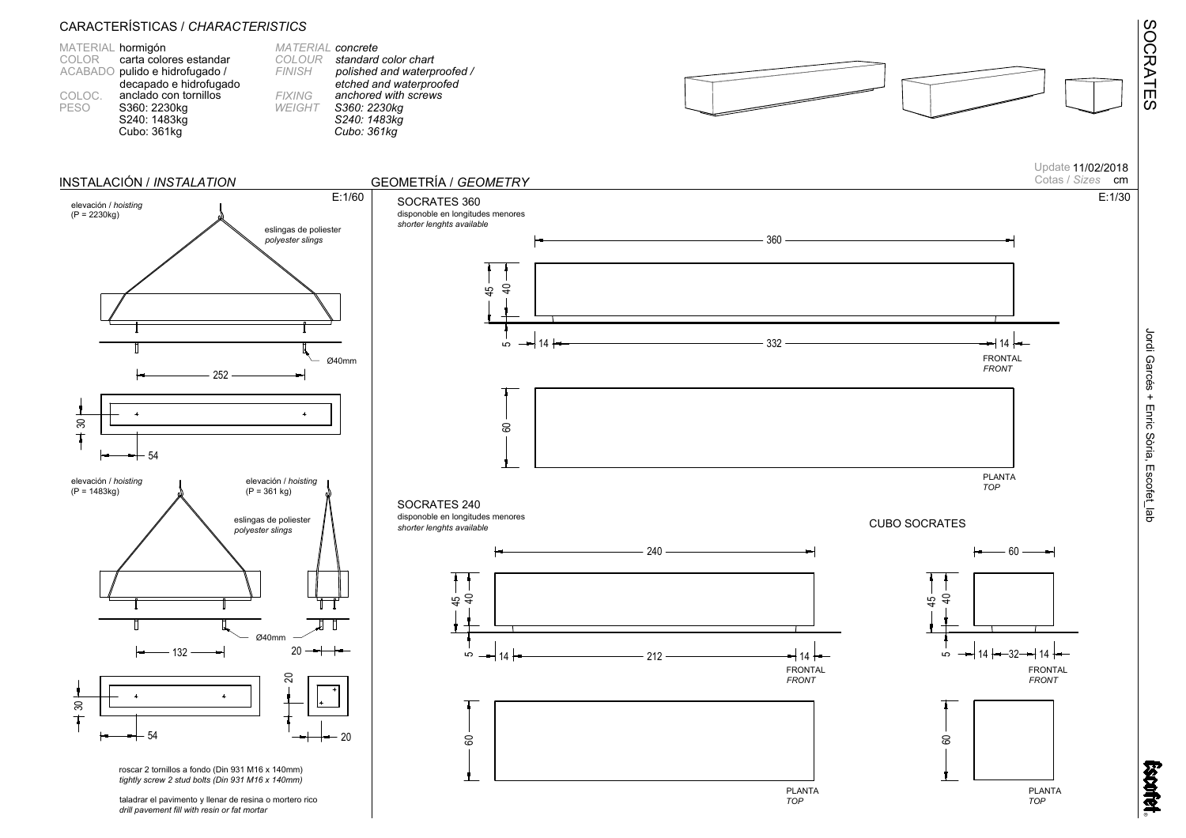# SOCRATES

## CARACTERÍSTICAS / *CHARACTERISTICS*

| | | | |
|---|---|---|---|
| MATERIAL | hormigón | *MATERIAL* | *concrete* |
| COLOR | carta colores estandar | *COLOUR* | *standard color chart* |
| ACABADO | pulido e hidrofugado / decapado e hidrofugado | *FINISH* | *polished and waterproofed / etched and waterproofed* |
| COLOC. | anclado con tornillos | *FIXING* | *anchored with screws* |
| PESO | S360: 2230kg<br>S240: 1483kg<br>Cubo: 361kg | *WEIGHT* | *S360: 2230kg*<br>*S240: 1483kg*<br>*Cubo: 361kg* |

Update 11/02/2018

Cotas / *Sizes* cm

## INSTALACIÓN / *INSTALATION*

E:1/60

elevación / *hoisting* (P = 2230kg)

eslingas de poliester *polyester slings*

Ø40mm

252

30

54

elevación / *hoisting* (P = 1483kg)

elevación / *hoisting* (P = 361 kg)

eslingas de poliester *polyester slings*

Ø40mm

132

20

30

54

20

20

roscar 2 tornillos a fondo (Din 931 M16 x 140mm)
*tightly screw 2 stud bolts (Din 931 M16 x 140mm)*

taladrar el pavimento y llenar de resina o mortero rico
*drill pavement fill with resin or fat mortar*

## GEOMETRÍA / *GEOMETRY*

E:1/30

### SOCRATES 360

disponoble en longitudes menores
*shorter lenghts available*

360

45 40

5 14 332 14

FRONTAL *FRONT*

60

PLANTA *TOP*

### SOCRATES 240

disponoble en longitudes menores
*shorter lenghts available*

240

45 40

5 14 212 14

FRONTAL *FRONT*

60

PLANTA *TOP*

### CUBO SOCRATES

60

45 40

5 14 32 14

FRONTAL *FRONT*

60

PLANTA *TOP*

Jordi Garcés + Enric Sòria, Escofet_lab

escofet®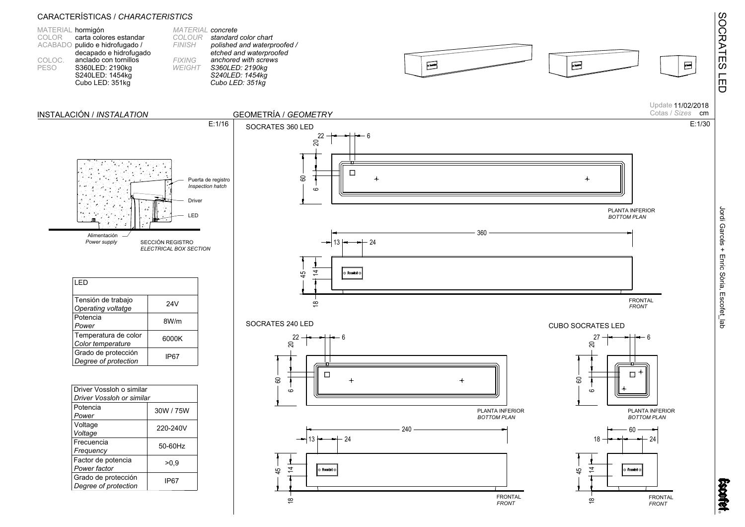# SOCRATES LED

## CARACTERÍSTICAS / *CHARACTERISTICS*

| | | | |
|---|---|---|---|
| MATERIAL | hormigón | *MATERIAL* | *concrete* |
| COLOR | carta colores estandar | *COLOUR* | *standard color chart* |
| ACABADO | pulido e hidrofugado / decapado e hidrofugado | *FINISH* | *polished and waterproofed / etched and waterproofed* |
| COLOC. | anclado con tornillos | *FIXING* | *anchored with screws* |
| PESO | S360LED: 2190kg<br>S240LED: 1454kg<br>Cubo LED: 351kg | *WEIGHT* | *S360LED: 2190kg*<br>*S240LED: 1454kg*<br>*Cubo LED: 351kg* |

Update 11/02/2018
Cotas / *Sizes* cm

## INSTALACIÓN / *INSTALATION*

E:1/16

Puerta de registro
*Inspection hatch*
Driver
LED
Alimentación
*Power supply*

SECCIÓN REGISTRO
*ELECTRICAL BOX SECTION*

| LED | |
|---|---|
| Tensión de trabajo<br>*Operating voltatge* | 24V |
| Potencia<br>*Power* | 8W/m |
| Temperatura de color<br>*Color temperature* | 6000K |
| Grado de protección<br>*Degree of protection* | IP67 |

| Driver Vossloh o similar<br>*Driver Vossloh or similar* | |
|---|---|
| Potencia<br>*Power* | 30W / 75W |
| Voltage<br>*Voltage* | 220-240V |
| Frecuencia<br>*Frequency* | 50-60Hz |
| Factor de potencia<br>*Power factor* | >0,9 |
| Grado de protección<br>*Degree of protection* | IP67 |

## GEOMETRÍA / *GEOMETRY*

E:1/30

### SOCRATES 360 LED

22 — 6 — 20 — 60 — 6

PLANTA INFERIOR
*BOTTOM PLAN*

360 — 13 — 24 — 45 — 14 — 18

FRONTAL
*FRONT*

### SOCRATES 240 LED

22 — 6 — 20 — 60 — 6

PLANTA INFERIOR
*BOTTOM PLAN*

240 — 13 — 24 — 45 — 14 — 18

FRONTAL
*FRONT*

### CUBO SOCRATES LED

27 — 6 — 20 — 60 — 6

PLANTA INFERIOR
*BOTTOM PLAN*

60 — 18 — 24 — 45 — 14 — 18

FRONTAL
*FRONT*

Jordi Garcés + Enric Sòria, Escofet_lab

escofet